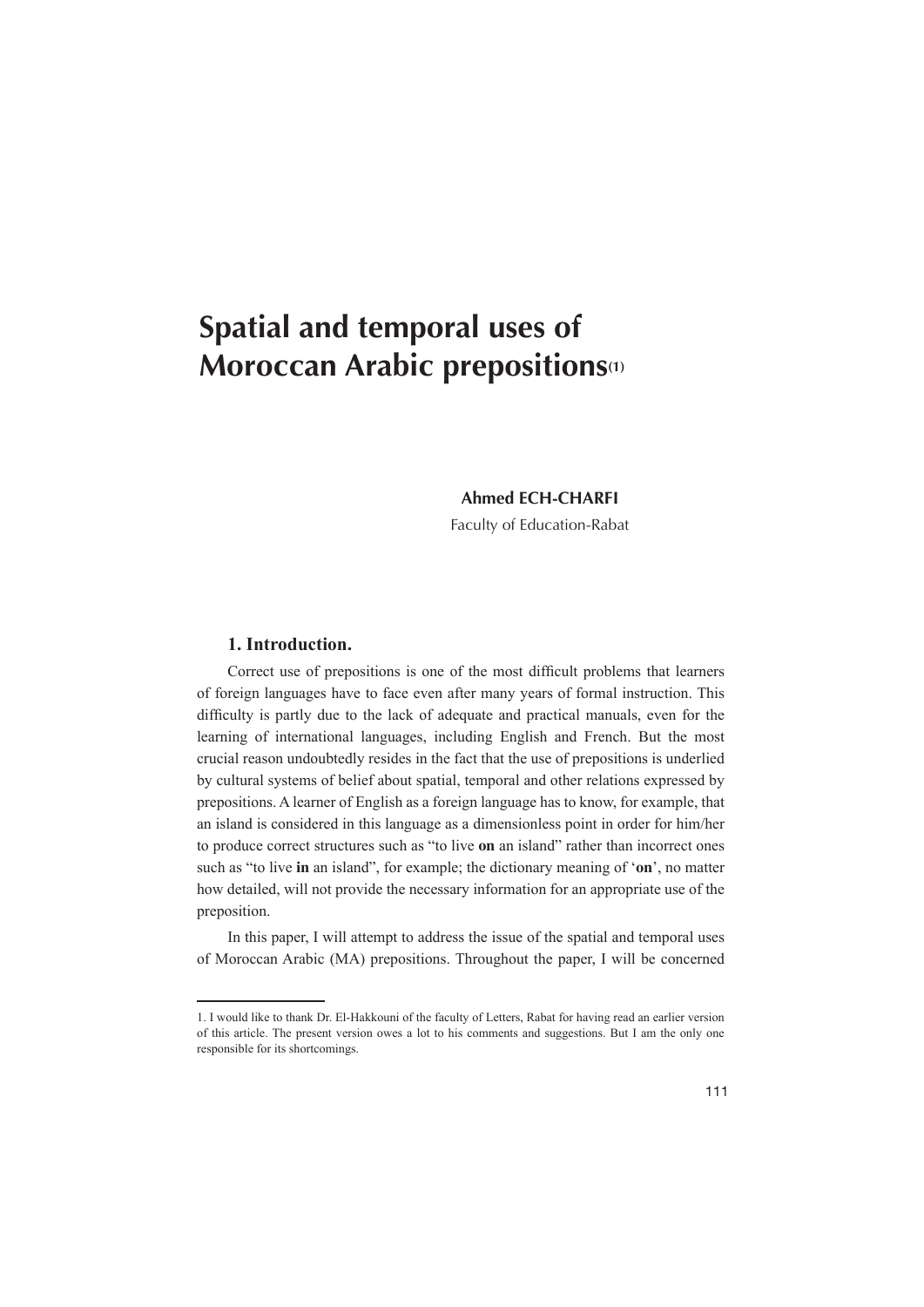# Spatial and temporal uses of Moroccan Arabic prepositions[1]

**Ahmed ECH-CHARFI**

Faculty of Education-Rabat

## 1. Introduction.

Correct use of prepositions is one of the most difficult problems that learners of foreign languages have to face even after many years of formal instruction. This difficulty is partly due to the lack of adequate and practical manuals, even for the learning of international languages, including English and French. But the most crucial reason undoubtedly resides in the fact that the use of prepositions is underlied by cultural systems of belief about spatial, temporal and other relations expressed by prepositions. A learner of English as a foreign language has to know, for example, that an island is considered in this language as a dimensionless point in order for him/her to produce correct structures such as "to live **on** an island" rather than incorrect ones such as "to live **in** an island", for example; the dictionary meaning of '**on**', no matter how detailed, will not provide the necessary information for an appropriate use of the preposition.

In this paper, I will attempt to address the issue of the spatial and temporal uses of Moroccan Arabic (MA) prepositions. Throughout the paper, I will be concerned

---

1. I would like to thank Dr. El-Hakkouni of the faculty of Letters, Rabat for having read an earlier version of this article. The present version owes a lot to his comments and suggestions. But I am the only one responsible for its shortcomings.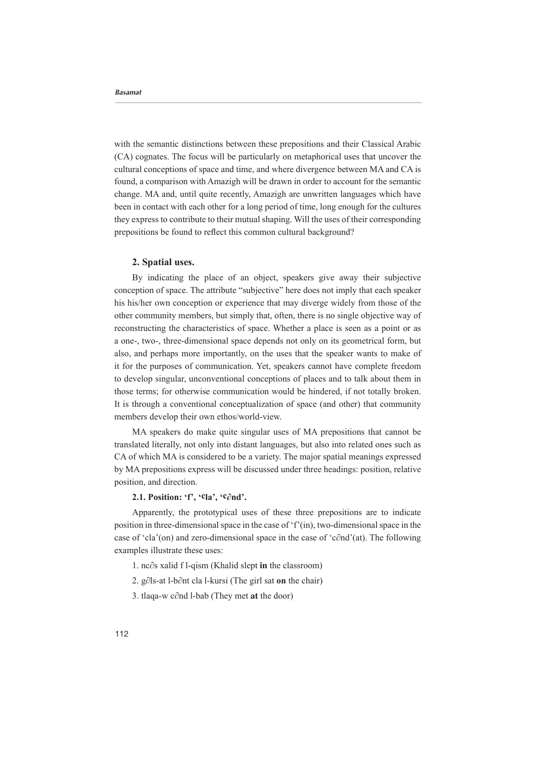with the semantic distinctions between these prepositions and their Classical Arabic (CA) cognates. The focus will be particularly on metaphorical uses that uncover the cultural conceptions of space and time, and where divergence between MA and CA is found, a comparison with Amazigh will be drawn in order to account for the semantic change. MA and, until quite recently, Amazigh are unwritten languages which have been in contact with each other for a long period of time, long enough for the cultures they express to contribute to their mutual shaping. Will the uses of their corresponding prepositions be found to reflect this common cultural background?

## 2. Spatial uses.

By indicating the place of an object, speakers give away their subjective conception of space. The attribute "subjective" here does not imply that each speaker his his/her own conception or experience that may diverge widely from those of the other community members, but simply that, often, there is no single objective way of reconstructing the characteristics of space. Whether a place is seen as a point or as a one-, two-, three-dimensional space depends not only on its geometrical form, but also, and perhaps more importantly, on the uses that the speaker wants to make of it for the purposes of communication. Yet, speakers cannot have complete freedom to develop singular, unconventional conceptions of places and to talk about them in those terms; for otherwise communication would be hindered, if not totally broken. It is through a conventional conceptualization of space (and other) that community members develop their own ethos/world-view.

MA speakers do make quite singular uses of MA prepositions that cannot be translated literally, not only into distant languages, but also into related ones such as CA of which MA is considered to be a variety. The major spatial meanings expressed by MA prepositions express will be discussed under three headings: position, relative position, and direction.

### 2.1. Position: 'f', 'ᶜla', 'ᶜ∂nd'.

Apparently, the prototypical uses of these three prepositions are to indicate position in three-dimensional space in the case of 'f'(in), two-dimensional space in the case of 'cla'(on) and zero-dimensional space in the case of 'c∂nd'(at). The following examples illustrate these uses:

1. nc∂s xalid f l-qism (Khalid slept **in** the classroom)
2. g∂ls-at l-b∂nt cla l-kursi (The girl sat **on** the chair)
3. tlaqa-w c∂nd l-bab (They met **at** the door)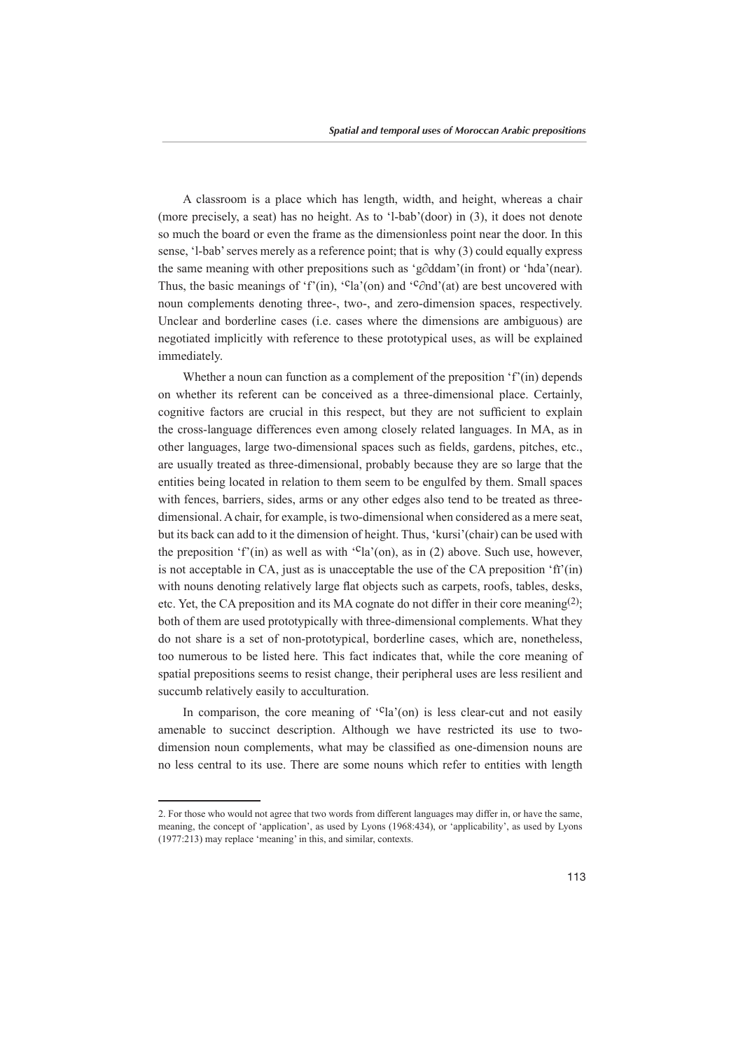A classroom is a place which has length, width, and height, whereas a chair (more precisely, a seat) has no height. As to 'l-bab'(door) in (3), it does not denote so much the board or even the frame as the dimensionless point near the door. In this sense, 'l-bab' serves merely as a reference point; that is why (3) could equally express the same meaning with other prepositions such as 'g∂ddam'(in front) or 'hda'(near). Thus, the basic meanings of 'f'(in), 'ᶜla'(on) and 'ᶜ∂nd'(at) are best uncovered with noun complements denoting three-, two-, and zero-dimension spaces, respectively. Unclear and borderline cases (i.e. cases where the dimensions are ambiguous) are negotiated implicitly with reference to these prototypical uses, as will be explained immediately.

Whether a noun can function as a complement of the preposition 'f'(in) depends on whether its referent can be conceived as a three-dimensional place. Certainly, cognitive factors are crucial in this respect, but they are not sufficient to explain the cross-language differences even among closely related languages. In MA, as in other languages, large two-dimensional spaces such as fields, gardens, pitches, etc., are usually treated as three-dimensional, probably because they are so large that the entities being located in relation to them seem to be engulfed by them. Small spaces with fences, barriers, sides, arms or any other edges also tend to be treated as three-dimensional. A chair, for example, is two-dimensional when considered as a mere seat, but its back can add to it the dimension of height. Thus, 'kursi'(chair) can be used with the preposition 'f'(in) as well as with 'ᶜla'(on), as in (2) above. Such use, however, is not acceptable in CA, just as is unacceptable the use of the CA preposition 'fi'(in) with nouns denoting relatively large flat objects such as carpets, roofs, tables, desks, etc. Yet, the CA preposition and its MA cognate do not differ in their core meaning[(2)]; both of them are used prototypically with three-dimensional complements. What they do not share is a set of non-prototypical, borderline cases, which are, nonetheless, too numerous to be listed here. This fact indicates that, while the core meaning of spatial prepositions seems to resist change, their peripheral uses are less resilient and succumb relatively easily to acculturation.

In comparison, the core meaning of 'ᶜla'(on) is less clear-cut and not easily amenable to succinct description. Although we have restricted its use to two-dimension noun complements, what may be classified as one-dimension nouns are no less central to its use. There are some nouns which refer to entities with length

---

2. For those who would not agree that two words from different languages may differ in, or have the same, meaning, the concept of 'application', as used by Lyons (1968:434), or 'applicability', as used by Lyons (1977:213) may replace 'meaning' in this, and similar, contexts.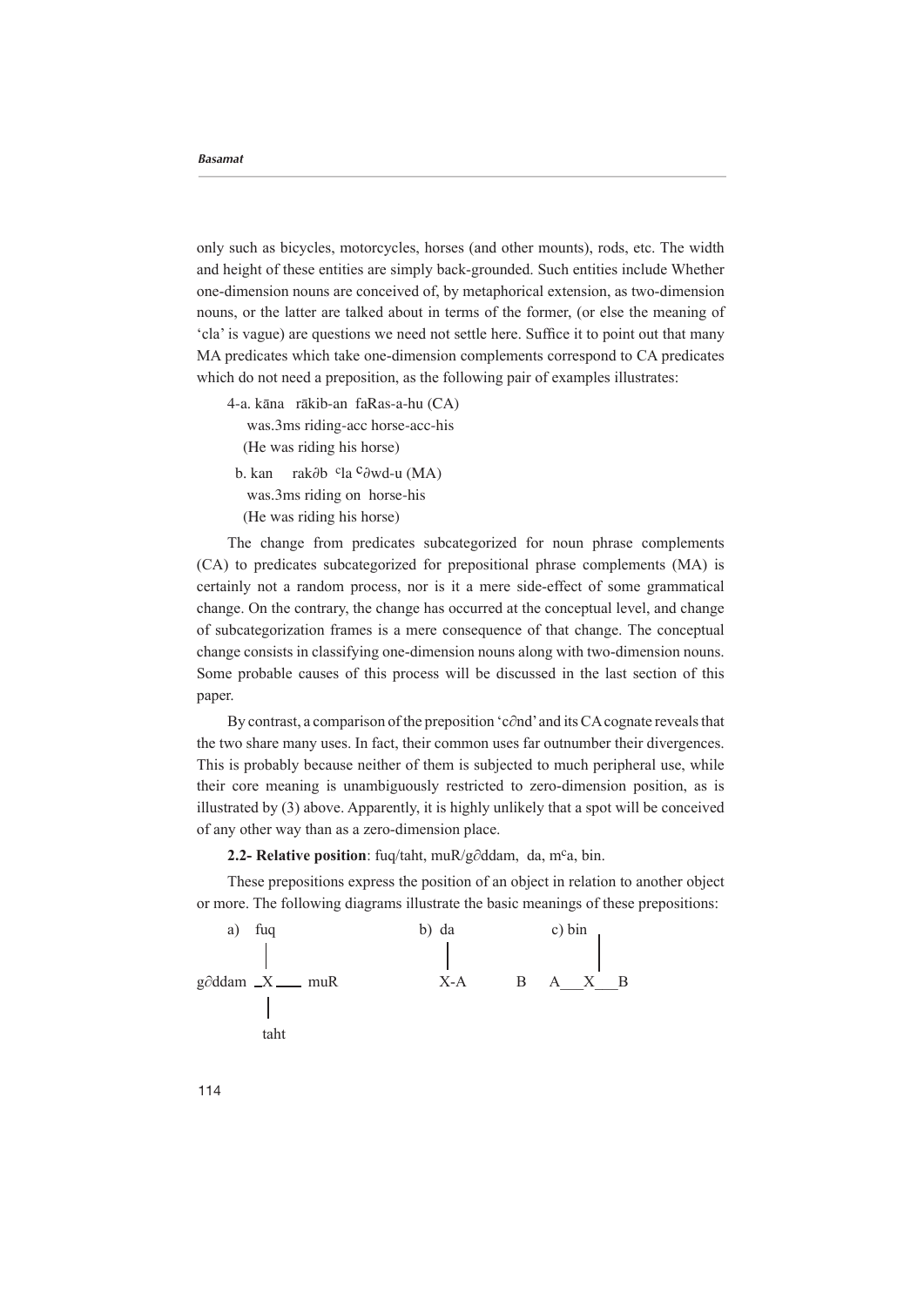only such as bicycles, motorcycles, horses (and other mounts), rods, etc. The width and height of these entities are simply back-grounded. Such entities include Whether one-dimension nouns are conceived of, by metaphorical extension, as two-dimension nouns, or the latter are talked about in terms of the former, (or else the meaning of 'cla' is vague) are questions we need not settle here. Suffice it to point out that many MA predicates which take one-dimension complements correspond to CA predicates which do not need a preposition, as the following pair of examples illustrates:

4-a. kāna rākib-an faRas-a-hu (CA)
  was.3ms riding-acc horse-acc-his
  (He was riding his horse)

b. kan rak∂b ᶜla ᶜ∂wd-u (MA)
  was.3ms riding on horse-his
  (He was riding his horse)

The change from predicates subcategorized for noun phrase complements (CA) to predicates subcategorized for prepositional phrase complements (MA) is certainly not a random process, nor is it a mere side-effect of some grammatical change. On the contrary, the change has occurred at the conceptual level, and change of subcategorization frames is a mere consequence of that change. The conceptual change consists in classifying one-dimension nouns along with two-dimension nouns. Some probable causes of this process will be discussed in the last section of this paper.

By contrast, a comparison of the preposition 'c∂nd' and its CA cognate reveals that the two share many uses. In fact, their common uses far outnumber their divergences. This is probably because neither of them is subjected to much peripheral use, while their core meaning is unambiguously restricted to zero-dimension position, as is illustrated by (3) above. Apparently, it is highly unlikely that a spot will be conceived of any other way than as a zero-dimension place.

**2.2- Relative position**: fuq/taht, muR/g∂ddam, da, mᶜa, bin.

These prepositions express the position of an object in relation to another object or more. The following diagrams illustrate the basic meanings of these prepositions:

```
a)     fuq                    b)  da              c) bin
        |                         |                     |
g∂ddam _X___ muR                 X-A        B    A___X___B
        |
       taht
```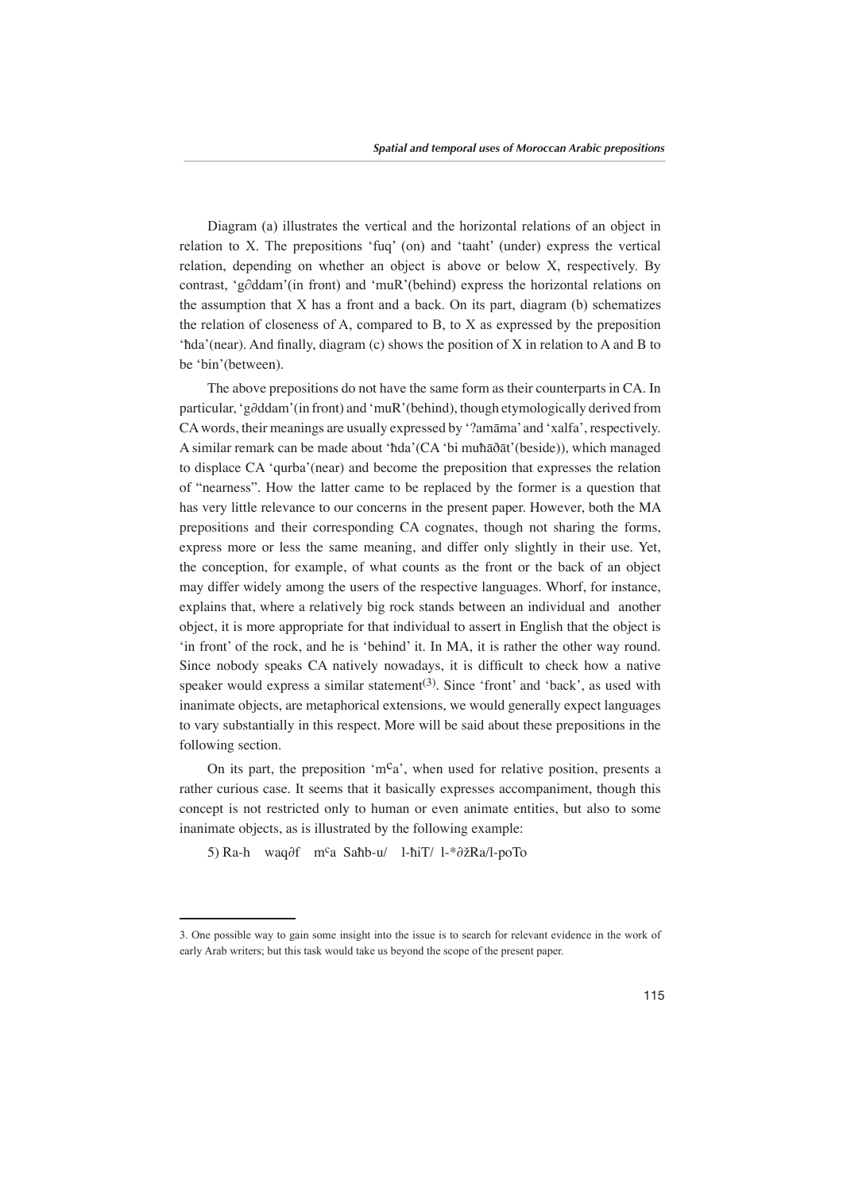Diagram (a) illustrates the vertical and the horizontal relations of an object in relation to X. The prepositions 'fuq' (on) and 'taaht' (under) express the vertical relation, depending on whether an object is above or below X, respectively. By contrast, 'g∂ddam'(in front) and 'muR'(behind) express the horizontal relations on the assumption that X has a front and a back. On its part, diagram (b) schematizes the relation of closeness of A, compared to B, to X as expressed by the preposition 'ħda'(near). And finally, diagram (c) shows the position of X in relation to A and B to be 'bin'(between).

The above prepositions do not have the same form as their counterparts in CA. In particular, 'g∂ddam'(in front) and 'muR'(behind), though etymologically derived from CA words, their meanings are usually expressed by 'ʔamāma' and 'xalfa', respectively. A similar remark can be made about 'ħda'(CA 'bi muħāðāt'(beside)), which managed to displace CA 'qurba'(near) and become the preposition that expresses the relation of "nearness". How the latter came to be replaced by the former is a question that has very little relevance to our concerns in the present paper. However, both the MA prepositions and their corresponding CA cognates, though not sharing the forms, express more or less the same meaning, and differ only slightly in their use. Yet, the conception, for example, of what counts as the front or the back of an object may differ widely among the users of the respective languages. Whorf, for instance, explains that, where a relatively big rock stands between an individual and another object, it is more appropriate for that individual to assert in English that the object is 'in front' of the rock, and he is 'behind' it. In MA, it is rather the other way round. Since nobody speaks CA natively nowadays, it is difficult to check how a native speaker would express a similar statement[3]. Since 'front' and 'back', as used with inanimate objects, are metaphorical extensions, we would generally expect languages to vary substantially in this respect. More will be said about these prepositions in the following section.

On its part, the preposition 'mᶜa', when used for relative position, presents a rather curious case. It seems that it basically expresses accompaniment, though this concept is not restricted only to human or even animate entities, but also to some inanimate objects, as is illustrated by the following example:

5) Ra-h waq∂f mᶜa Saħb-u/ l-ħiT/ l-*∂žRa/l-poTo

---

3. One possible way to gain some insight into the issue is to search for relevant evidence in the work of early Arab writers; but this task would take us beyond the scope of the present paper.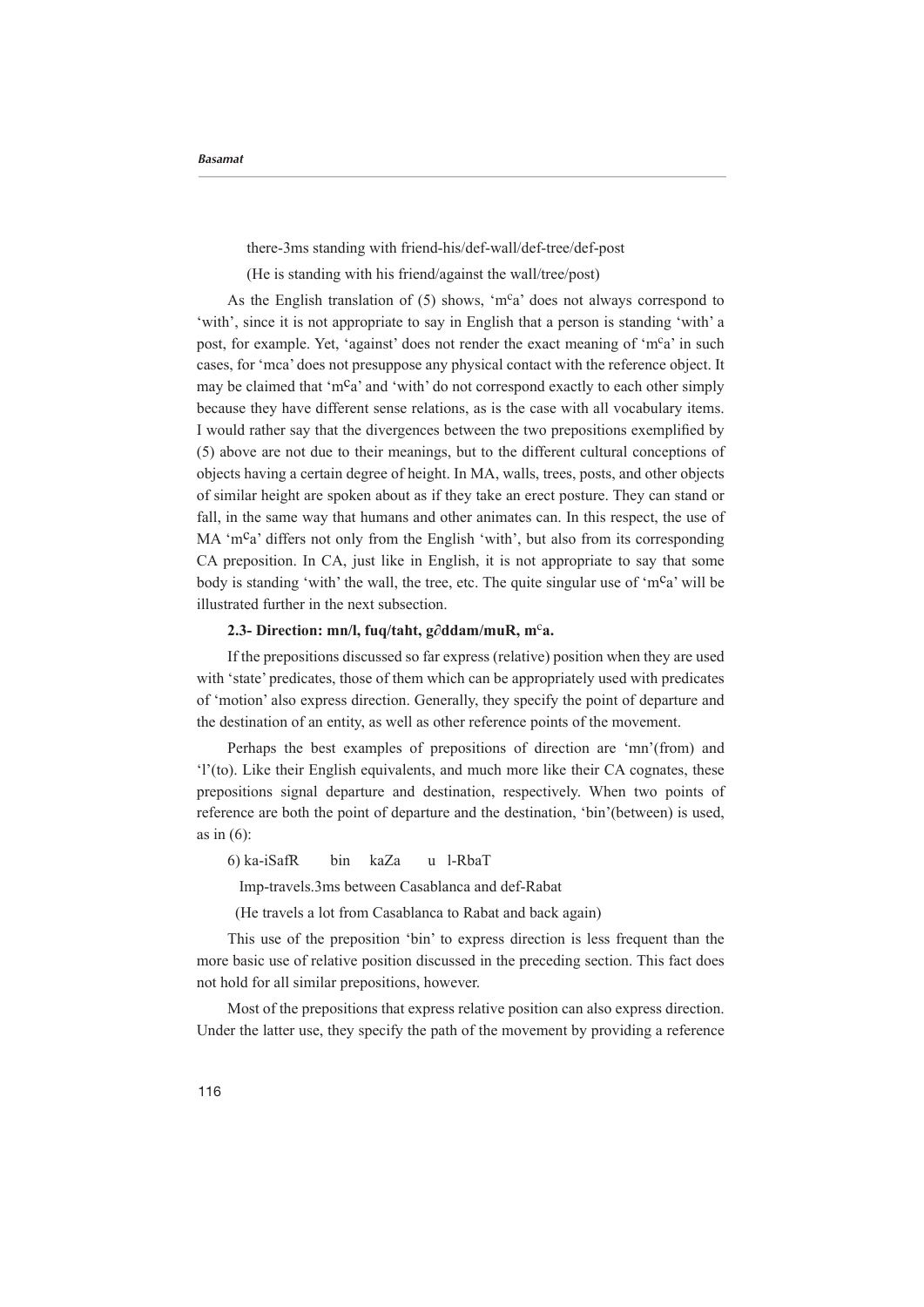there-3ms standing with friend-his/def-wall/def-tree/def-post

(He is standing with his friend/against the wall/tree/post)

As the English translation of (5) shows, 'm$^{c}$a' does not always correspond to 'with', since it is not appropriate to say in English that a person is standing 'with' a post, for example. Yet, 'against' does not render the exact meaning of 'm$^{c}$a' in such cases, for 'mca' does not presuppose any physical contact with the reference object. It may be claimed that 'm$^{c}$a' and 'with' do not correspond exactly to each other simply because they have different sense relations, as is the case with all vocabulary items. I would rather say that the divergences between the two prepositions exemplified by (5) above are not due to their meanings, but to the different cultural conceptions of objects having a certain degree of height. In MA, walls, trees, posts, and other objects of similar height are spoken about as if they take an erect posture. They can stand or fall, in the same way that humans and other animates can. In this respect, the use of MA 'm$^{c}$a' differs not only from the English 'with', but also from its corresponding CA preposition. In CA, just like in English, it is not appropriate to say that some body is standing 'with' the wall, the tree, etc. The quite singular use of 'm$^{c}$a' will be illustrated further in the next subsection.

**2.3- Direction: mn/l, fuq/taht, g∂ddam/muR, m$^{c}$a.**

If the prepositions discussed so far express (relative) position when they are used with 'state' predicates, those of them which can be appropriately used with predicates of 'motion' also express direction. Generally, they specify the point of departure and the destination of an entity, as well as other reference points of the movement.

Perhaps the best examples of prepositions of direction are 'mn'(from) and 'l'(to). Like their English equivalents, and much more like their CA cognates, these prepositions signal departure and destination, respectively. When two points of reference are both the point of departure and the destination, 'bin'(between) is used, as in (6):

6) ka-iSafR bin kaZa u l-RbaT

Imp-travels.3ms between Casablanca and def-Rabat

(He travels a lot from Casablanca to Rabat and back again)

This use of the preposition 'bin' to express direction is less frequent than the more basic use of relative position discussed in the preceding section. This fact does not hold for all similar prepositions, however.

Most of the prepositions that express relative position can also express direction. Under the latter use, they specify the path of the movement by providing a reference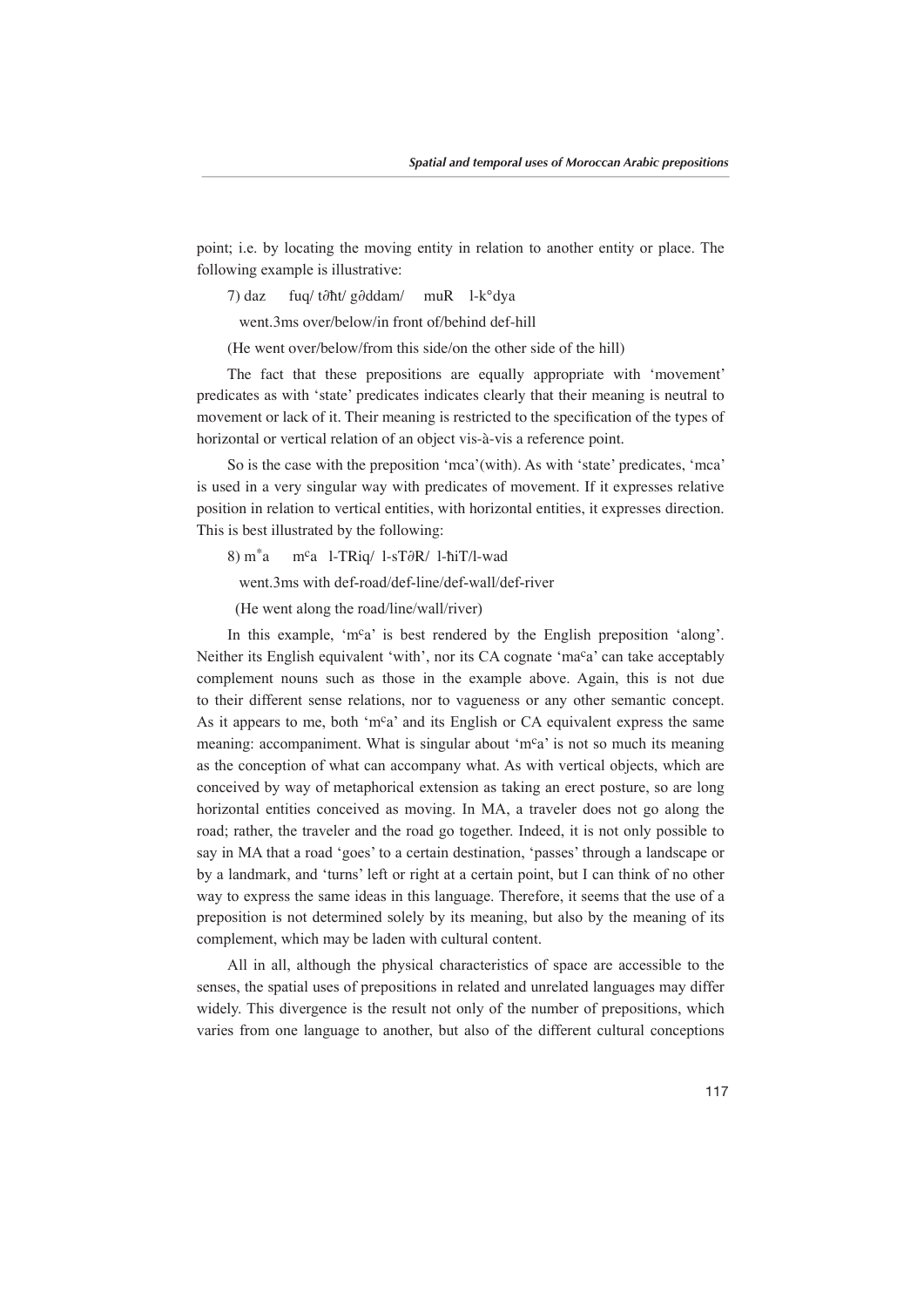point; i.e. by locating the moving entity in relation to another entity or place. The following example is illustrative:

7) daz fuq/ tǝħt/ gǝddam/ muR l-k°dya

went.3ms over/below/in front of/behind def-hill

(He went over/below/from this side/on the other side of the hill)

The fact that these prepositions are equally appropriate with 'movement' predicates as with 'state' predicates indicates clearly that their meaning is neutral to movement or lack of it. Their meaning is restricted to the specification of the types of horizontal or vertical relation of an object vis-à-vis a reference point.

So is the case with the preposition 'mca'(with). As with 'state' predicates, 'mca' is used in a very singular way with predicates of movement. If it expresses relative position in relation to vertical entities, with horizontal entities, it expresses direction. This is best illustrated by the following:

8) m*a mᶜa l-TRiq/ l-sTǝR/ l-ħiT/l-wad

went.3ms with def-road/def-line/def-wall/def-river

(He went along the road/line/wall/river)

In this example, 'mᶜa' is best rendered by the English preposition 'along'. Neither its English equivalent 'with', nor its CA cognate 'maᶜa' can take acceptably complement nouns such as those in the example above. Again, this is not due to their different sense relations, nor to vagueness or any other semantic concept. As it appears to me, both 'mᶜa' and its English or CA equivalent express the same meaning: accompaniment. What is singular about 'mᶜa' is not so much its meaning as the conception of what can accompany what. As with vertical objects, which are conceived by way of metaphorical extension as taking an erect posture, so are long horizontal entities conceived as moving. In MA, a traveler does not go along the road; rather, the traveler and the road go together. Indeed, it is not only possible to say in MA that a road 'goes' to a certain destination, 'passes' through a landscape or by a landmark, and 'turns' left or right at a certain point, but I can think of no other way to express the same ideas in this language. Therefore, it seems that the use of a preposition is not determined solely by its meaning, but also by the meaning of its complement, which may be laden with cultural content.

All in all, although the physical characteristics of space are accessible to the senses, the spatial uses of prepositions in related and unrelated languages may differ widely. This divergence is the result not only of the number of prepositions, which varies from one language to another, but also of the different cultural conceptions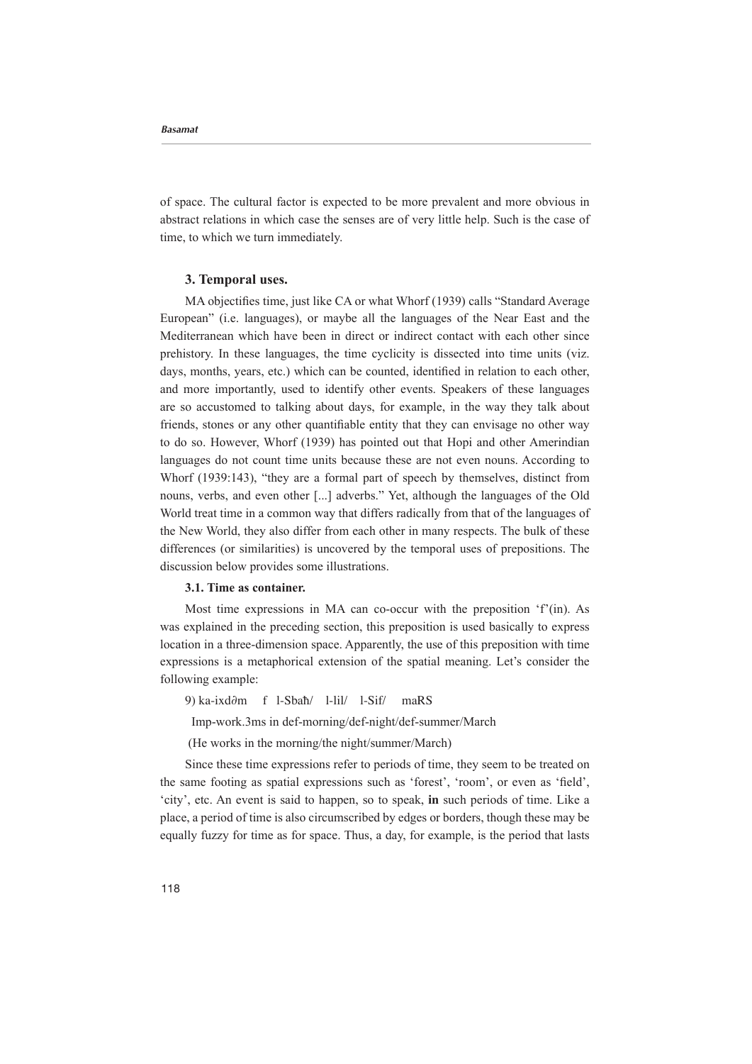of space. The cultural factor is expected to be more prevalent and more obvious in abstract relations in which case the senses are of very little help. Such is the case of time, to which we turn immediately.

## 3. Temporal uses.

MA objectifies time, just like CA or what Whorf (1939) calls "Standard Average European" (i.e. languages), or maybe all the languages of the Near East and the Mediterranean which have been in direct or indirect contact with each other since prehistory. In these languages, the time cyclicity is dissected into time units (viz. days, months, years, etc.) which can be counted, identified in relation to each other, and more importantly, used to identify other events. Speakers of these languages are so accustomed to talking about days, for example, in the way they talk about friends, stones or any other quantifiable entity that they can envisage no other way to do so. However, Whorf (1939) has pointed out that Hopi and other Amerindian languages do not count time units because these are not even nouns. According to Whorf (1939:143), "they are a formal part of speech by themselves, distinct from nouns, verbs, and even other [...] adverbs." Yet, although the languages of the Old World treat time in a common way that differs radically from that of the languages of the New World, they also differ from each other in many respects. The bulk of these differences (or similarities) is uncovered by the temporal uses of prepositions. The discussion below provides some illustrations.

### 3.1. Time as container.

Most time expressions in MA can co-occur with the preposition 'f'(in). As was explained in the preceding section, this preposition is used basically to express location in a three-dimension space. Apparently, the use of this preposition with time expressions is a metaphorical extension of the spatial meaning. Let's consider the following example:

9) ka-ixd∂m f l-Sbaħ/ l-lil/ l-Sif/ maRS

Imp-work.3ms in def-morning/def-night/def-summer/March

(He works in the morning/the night/summer/March)

Since these time expressions refer to periods of time, they seem to be treated on the same footing as spatial expressions such as 'forest', 'room', or even as 'field', 'city', etc. An event is said to happen, so to speak, **in** such periods of time. Like a place, a period of time is also circumscribed by edges or borders, though these may be equally fuzzy for time as for space. Thus, a day, for example, is the period that lasts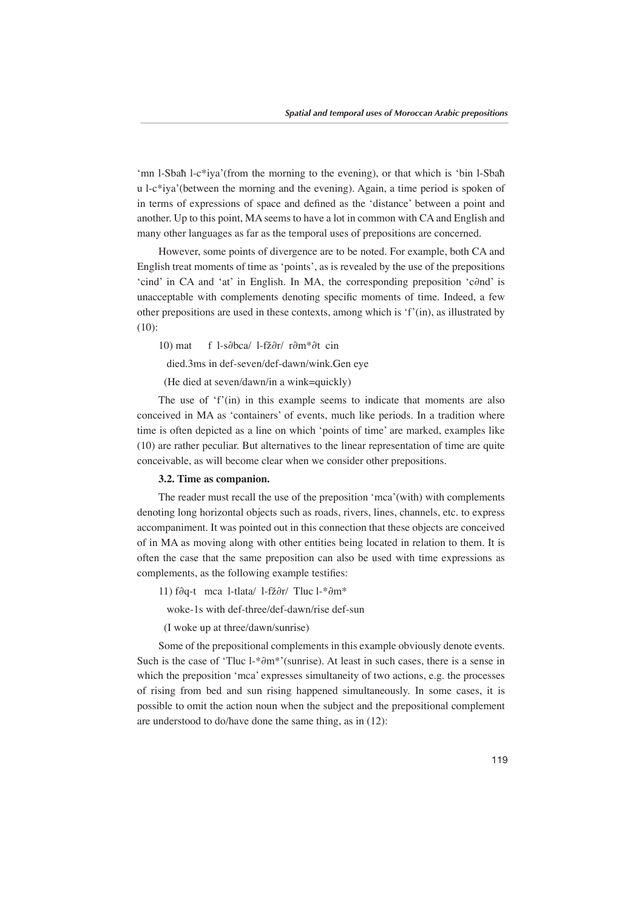'mn l-Sbaħ l-c*iya'(from the morning to the evening), or that which is 'bin l-Sbaħ u l-c*iya'(between the morning and the evening). Again, a time period is spoken of in terms of expressions of space and defined as the 'distance' between a point and another. Up to this point, MA seems to have a lot in common with CA and English and many other languages as far as the temporal uses of prepositions are concerned.

However, some points of divergence are to be noted. For example, both CA and English treat moments of time as 'points', as is revealed by the use of the prepositions 'cind' in CA and 'at' in English. In MA, the corresponding preposition 'c∂nd' is unacceptable with complements denoting specific moments of time. Indeed, a few other prepositions are used in these contexts, among which is 'f'(in), as illustrated by (10):

10) mat f l-s∂bca/ l-fž∂r/ r∂m*∂t cin

died.3ms in def-seven/def-dawn/wink.Gen eye

(He died at seven/dawn/in a wink=quickly)

The use of 'f'(in) in this example seems to indicate that moments are also conceived in MA as 'containers' of events, much like periods. In a tradition where time is often depicted as a line on which 'points of time' are marked, examples like (10) are rather peculiar. But alternatives to the linear representation of time are quite conceivable, as will become clear when we consider other prepositions.

**3.2. Time as companion.**

The reader must recall the use of the preposition 'mca'(with) with complements denoting long horizontal objects such as roads, rivers, lines, channels, etc. to express accompaniment. It was pointed out in this connection that these objects are conceived of in MA as moving along with other entities being located in relation to them. It is often the case that the same preposition can also be used with time expressions as complements, as the following example testifies:

11) f∂q-t mca l-tlata/ l-fž∂r/ Tluc l-*∂m*

woke-1s with def-three/def-dawn/rise def-sun

(I woke up at three/dawn/sunrise)

Some of the prepositional complements in this example obviously denote events. Such is the case of 'Tluc l-*∂m*'(sunrise). At least in such cases, there is a sense in which the preposition 'mca' expresses simultaneity of two actions, e.g. the processes of rising from bed and sun rising happened simultaneously. In some cases, it is possible to omit the action noun when the subject and the prepositional complement are understood to do/have done the same thing, as in (12):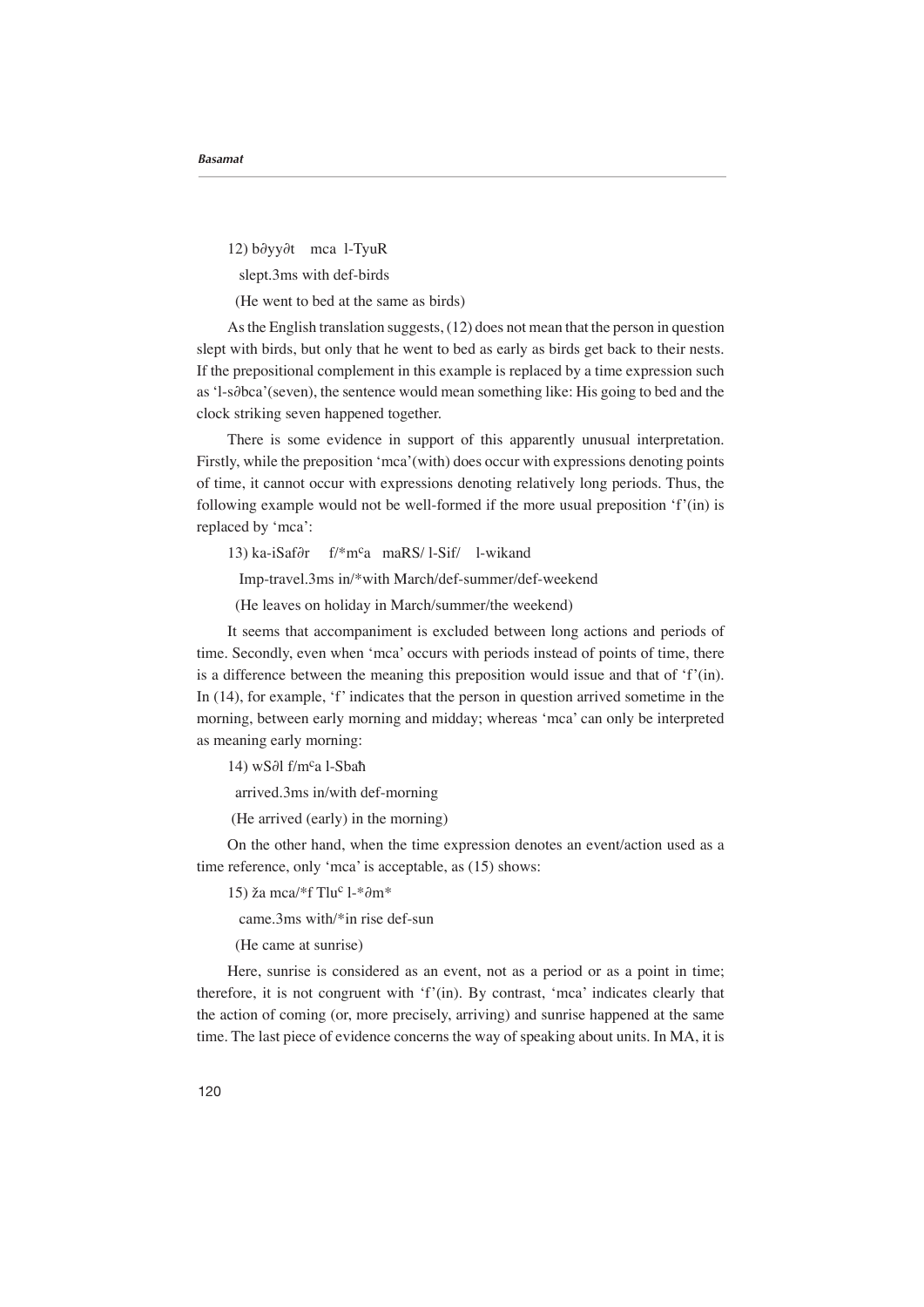12) b∂yy∂t mca l-TyuR

slept.3ms with def-birds

(He went to bed at the same as birds)

As the English translation suggests, (12) does not mean that the person in question slept with birds, but only that he went to bed as early as birds get back to their nests. If the prepositional complement in this example is replaced by a time expression such as 'l-s∂bca'(seven), the sentence would mean something like: His going to bed and the clock striking seven happened together.

There is some evidence in support of this apparently unusual interpretation. Firstly, while the preposition 'mca'(with) does occur with expressions denoting points of time, it cannot occur with expressions denoting relatively long periods. Thus, the following example would not be well-formed if the more usual preposition 'f'(in) is replaced by 'mca':

13) ka-iSaf∂r f/*m$^{c}$a maRS/ l-Sif/ l-wikand

Imp-travel.3ms in/*with March/def-summer/def-weekend

(He leaves on holiday in March/summer/the weekend)

It seems that accompaniment is excluded between long actions and periods of time. Secondly, even when 'mca' occurs with periods instead of points of time, there is a difference between the meaning this preposition would issue and that of 'f'(in). In (14), for example, 'f' indicates that the person in question arrived sometime in the morning, between early morning and midday; whereas 'mca' can only be interpreted as meaning early morning:

14) wS∂l f/m$^{c}$a l-Sbaћ

arrived.3ms in/with def-morning

(He arrived (early) in the morning)

On the other hand, when the time expression denotes an event/action used as a time reference, only 'mca' is acceptable, as (15) shows:

15) ža mca/*f Tlu$^{c}$ l-*∂m*

came.3ms with/*in rise def-sun

(He came at sunrise)

Here, sunrise is considered as an event, not as a period or as a point in time; therefore, it is not congruent with 'f'(in). By contrast, 'mca' indicates clearly that the action of coming (or, more precisely, arriving) and sunrise happened at the same time. The last piece of evidence concerns the way of speaking about units. In MA, it is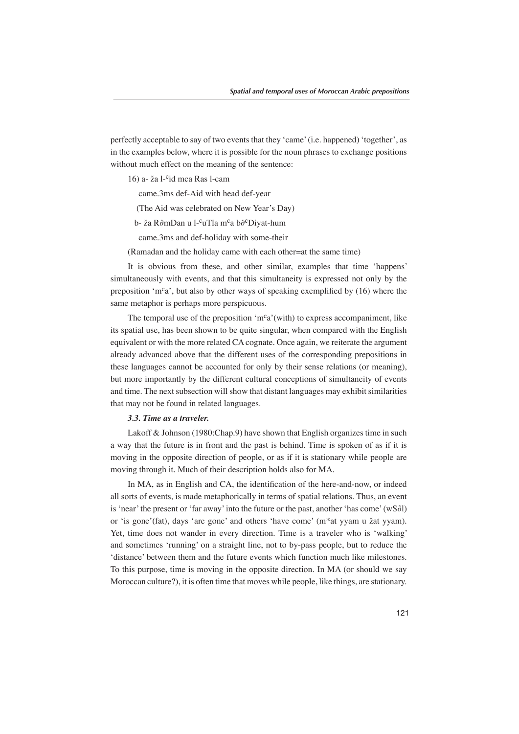perfectly acceptable to say of two events that they 'came' (i.e. happened) 'together', as in the examples below, where it is possible for the noun phrases to exchange positions without much effect on the meaning of the sentence:

16) a- ža l-ᶜid mca Ras l-cam

came.3ms def-Aid with head def-year

(The Aid was celebrated on New Year's Day)

b- ža R∂mDan u l-ᶜuTla mᶜa b∂ᶜDiyat-hum

came.3ms and def-holiday with some-their

(Ramadan and the holiday came with each other=at the same time)

It is obvious from these, and other similar, examples that time 'happens' simultaneously with events, and that this simultaneity is expressed not only by the preposition 'mᶜa', but also by other ways of speaking exemplified by (16) where the same metaphor is perhaps more perspicuous.

The temporal use of the preposition 'mᶜa'(with) to express accompaniment, like its spatial use, has been shown to be quite singular, when compared with the English equivalent or with the more related CA cognate. Once again, we reiterate the argument already advanced above that the different uses of the corresponding prepositions in these languages cannot be accounted for only by their sense relations (or meaning), but more importantly by the different cultural conceptions of simultaneity of events and time. The next subsection will show that distant languages may exhibit similarities that may not be found in related languages.

### *3.3. Time as a traveler.*

Lakoff & Johnson (1980:Chap.9) have shown that English organizes time in such a way that the future is in front and the past is behind. Time is spoken of as if it is moving in the opposite direction of people, or as if it is stationary while people are moving through it. Much of their description holds also for MA.

In MA, as in English and CA, the identification of the here-and-now, or indeed all sorts of events, is made metaphorically in terms of spatial relations. Thus, an event is 'near' the present or 'far away' into the future or the past, another 'has come' (wS∂l) or 'is gone'(fat), days 'are gone' and others 'have come' (m*at yyam u žat yyam). Yet, time does not wander in every direction. Time is a traveler who is 'walking' and sometimes 'running' on a straight line, not to by-pass people, but to reduce the 'distance' between them and the future events which function much like milestones. To this purpose, time is moving in the opposite direction. In MA (or should we say Moroccan culture?), it is often time that moves while people, like things, are stationary.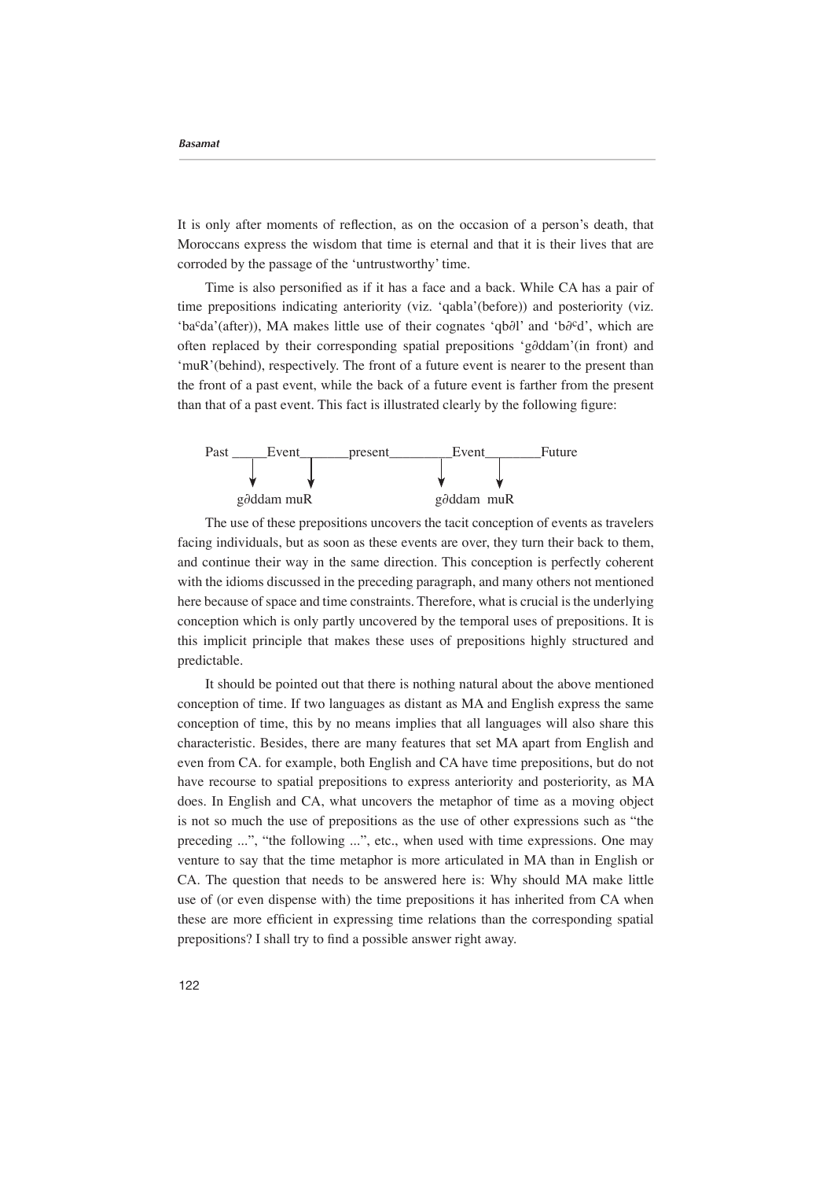It is only after moments of reflection, as on the occasion of a person's death, that Moroccans express the wisdom that time is eternal and that it is their lives that are corroded by the passage of the 'untrustworthy' time.

Time is also personified as if it has a face and a back. While CA has a pair of time prepositions indicating anteriority (viz. 'qabla'(before)) and posteriority (viz. 'baᶜda'(after)), MA makes little use of their cognates 'qb∂l' and 'b∂ᶜd', which are often replaced by their corresponding spatial prepositions 'g∂ddam'(in front) and 'muR'(behind), respectively. The front of a future event is nearer to the present than the front of a past event, while the back of a future event is farther from the present than that of a past event. This fact is illustrated clearly by the following figure:

```
Past _____Event_______present_________Event________Future
        ↓       ↓                   ↓      ↓
      g∂ddam muR                  g∂ddam  muR
```

The use of these prepositions uncovers the tacit conception of events as travelers facing individuals, but as soon as these events are over, they turn their back to them, and continue their way in the same direction. This conception is perfectly coherent with the idioms discussed in the preceding paragraph, and many others not mentioned here because of space and time constraints. Therefore, what is crucial is the underlying conception which is only partly uncovered by the temporal uses of prepositions. It is this implicit principle that makes these uses of prepositions highly structured and predictable.

It should be pointed out that there is nothing natural about the above mentioned conception of time. If two languages as distant as MA and English express the same conception of time, this by no means implies that all languages will also share this characteristic. Besides, there are many features that set MA apart from English and even from CA. for example, both English and CA have time prepositions, but do not have recourse to spatial prepositions to express anteriority and posteriority, as MA does. In English and CA, what uncovers the metaphor of time as a moving object is not so much the use of prepositions as the use of other expressions such as "the preceding ...", "the following ...", etc., when used with time expressions. One may venture to say that the time metaphor is more articulated in MA than in English or CA. The question that needs to be answered here is: Why should MA make little use of (or even dispense with) the time prepositions it has inherited from CA when these are more efficient in expressing time relations than the corresponding spatial prepositions? I shall try to find a possible answer right away.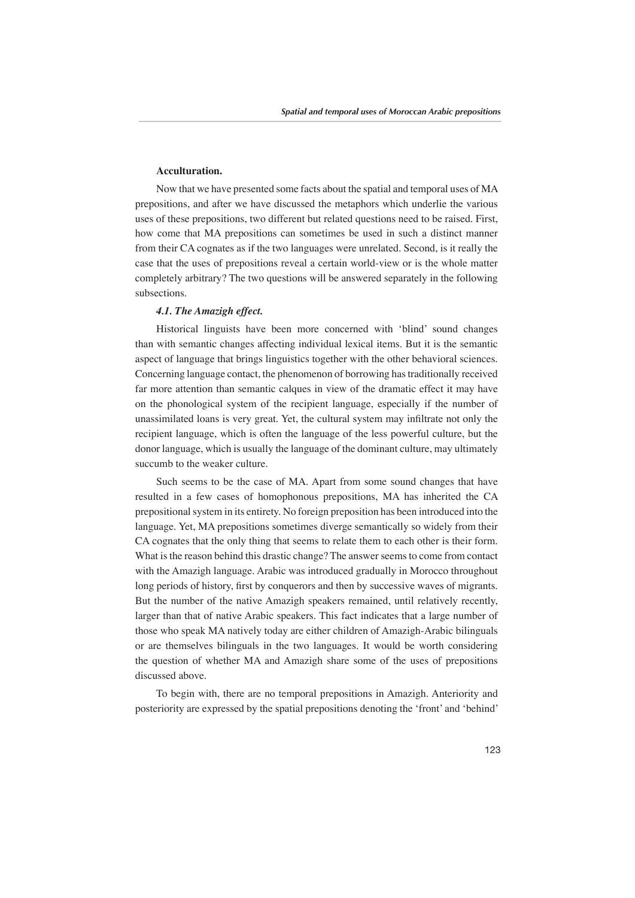**Acculturation.**

Now that we have presented some facts about the spatial and temporal uses of MA prepositions, and after we have discussed the metaphors which underlie the various uses of these prepositions, two different but related questions need to be raised. First, how come that MA prepositions can sometimes be used in such a distinct manner from their CA cognates as if the two languages were unrelated. Second, is it really the case that the uses of prepositions reveal a certain world-view or is the whole matter completely arbitrary? The two questions will be answered separately in the following subsections.

### *4.1. The Amazigh effect.*

Historical linguists have been more concerned with 'blind' sound changes than with semantic changes affecting individual lexical items. But it is the semantic aspect of language that brings linguistics together with the other behavioral sciences. Concerning language contact, the phenomenon of borrowing has traditionally received far more attention than semantic calques in view of the dramatic effect it may have on the phonological system of the recipient language, especially if the number of unassimilated loans is very great. Yet, the cultural system may infiltrate not only the recipient language, which is often the language of the less powerful culture, but the donor language, which is usually the language of the dominant culture, may ultimately succumb to the weaker culture.

Such seems to be the case of MA. Apart from some sound changes that have resulted in a few cases of homophonous prepositions, MA has inherited the CA prepositional system in its entirety. No foreign preposition has been introduced into the language. Yet, MA prepositions sometimes diverge semantically so widely from their CA cognates that the only thing that seems to relate them to each other is their form. What is the reason behind this drastic change? The answer seems to come from contact with the Amazigh language. Arabic was introduced gradually in Morocco throughout long periods of history, first by conquerors and then by successive waves of migrants. But the number of the native Amazigh speakers remained, until relatively recently, larger than that of native Arabic speakers. This fact indicates that a large number of those who speak MA natively today are either children of Amazigh-Arabic bilinguals or are themselves bilinguals in the two languages. It would be worth considering the question of whether MA and Amazigh share some of the uses of prepositions discussed above.

To begin with, there are no temporal prepositions in Amazigh. Anteriority and posteriority are expressed by the spatial prepositions denoting the 'front' and 'behind'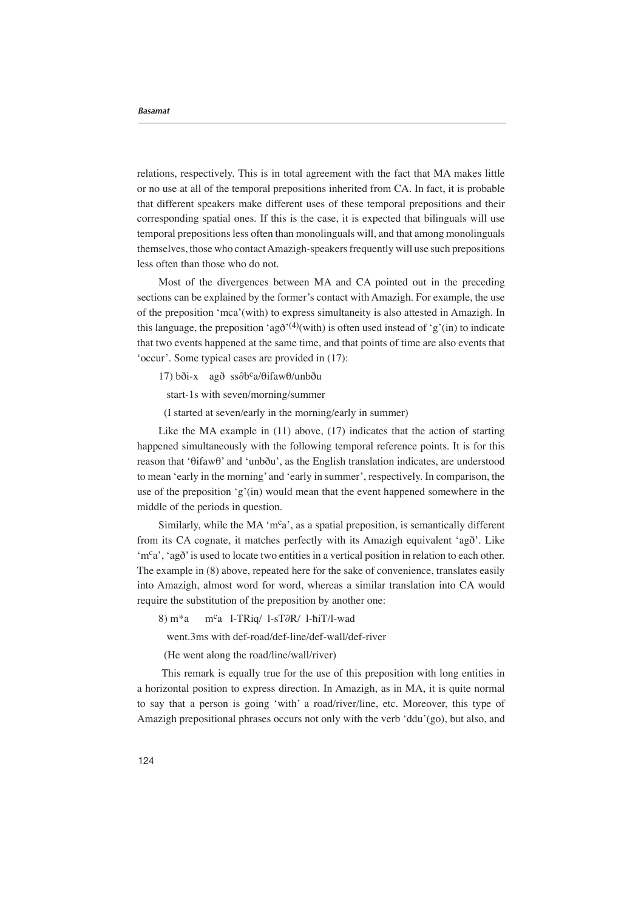relations, respectively. This is in total agreement with the fact that MA makes little or no use at all of the temporal prepositions inherited from CA. In fact, it is probable that different speakers make different uses of these temporal prepositions and their corresponding spatial ones. If this is the case, it is expected that bilinguals will use temporal prepositions less often than monolinguals will, and that among monolinguals themselves, those who contact Amazigh-speakers frequently will use such prepositions less often than those who do not.

Most of the divergences between MA and CA pointed out in the preceding sections can be explained by the former's contact with Amazigh. For example, the use of the preposition 'mca'(with) to express simultaneity is also attested in Amazigh. In this language, the preposition 'agð'[(4)](with) is often used instead of 'g'(in) to indicate that two events happened at the same time, and that points of time are also events that 'occur'. Some typical cases are provided in (17):

17) bði-x agð ssəbˤa/θifawθ/unbðu

start-1s with seven/morning/summer

(I started at seven/early in the morning/early in summer)

Like the MA example in (11) above, (17) indicates that the action of starting happened simultaneously with the following temporal reference points. It is for this reason that 'θifawθ' and 'unbðu', as the English translation indicates, are understood to mean 'early in the morning' and 'early in summer', respectively. In comparison, the use of the preposition 'g'(in) would mean that the event happened somewhere in the middle of the periods in question.

Similarly, while the MA 'mˤa', as a spatial preposition, is semantically different from its CA cognate, it matches perfectly with its Amazigh equivalent 'agð'. Like 'mˤa', 'agð' is used to locate two entities in a vertical position in relation to each other. The example in (8) above, repeated here for the sake of convenience, translates easily into Amazigh, almost word for word, whereas a similar translation into CA would require the substitution of the preposition by another one:

8) m*a mˤa l-TRiq/ l-sTəR/ l-ħiT/l-wad

went.3ms with def-road/def-line/def-wall/def-river

(He went along the road/line/wall/river)

This remark is equally true for the use of this preposition with long entities in a horizontal position to express direction. In Amazigh, as in MA, it is quite normal to say that a person is going 'with' a road/river/line, etc. Moreover, this type of Amazigh prepositional phrases occurs not only with the verb 'ddu'(go), but also, and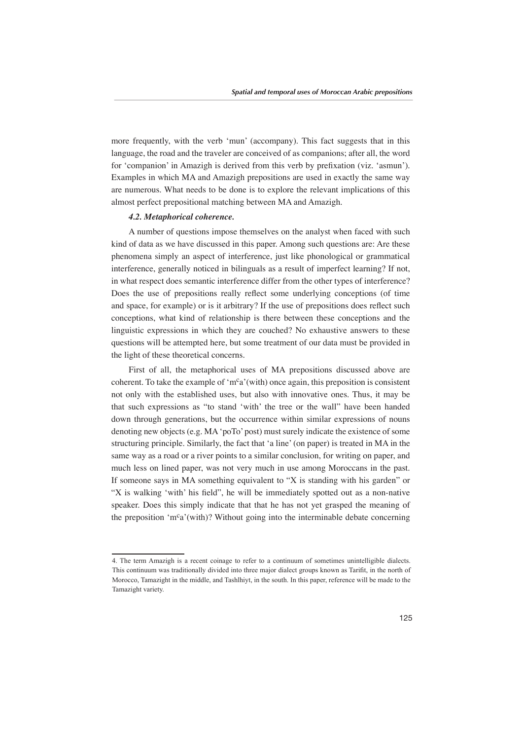more frequently, with the verb 'mun' (accompany). This fact suggests that in this language, the road and the traveler are conceived of as companions; after all, the word for 'companion' in Amazigh is derived from this verb by prefixation (viz. 'asmun'). Examples in which MA and Amazigh prepositions are used in exactly the same way are numerous. What needs to be done is to explore the relevant implications of this almost perfect prepositional matching between MA and Amazigh.

#### *4.2. Metaphorical coherence.*

A number of questions impose themselves on the analyst when faced with such kind of data as we have discussed in this paper. Among such questions are: Are these phenomena simply an aspect of interference, just like phonological or grammatical interference, generally noticed in bilinguals as a result of imperfect learning? If not, in what respect does semantic interference differ from the other types of interference? Does the use of prepositions really reflect some underlying conceptions (of time and space, for example) or is it arbitrary? If the use of prepositions does reflect such conceptions, what kind of relationship is there between these conceptions and the linguistic expressions in which they are couched? No exhaustive answers to these questions will be attempted here, but some treatment of our data must be provided in the light of these theoretical concerns.

First of all, the metaphorical uses of MA prepositions discussed above are coherent. To take the example of 'm<sup>c</sup>a'(with) once again, this preposition is consistent not only with the established uses, but also with innovative ones. Thus, it may be that such expressions as "to stand 'with' the tree or the wall" have been handed down through generations, but the occurrence within similar expressions of nouns denoting new objects (e.g. MA 'poTo' post) must surely indicate the existence of some structuring principle. Similarly, the fact that 'a line' (on paper) is treated in MA in the same way as a road or a river points to a similar conclusion, for writing on paper, and much less on lined paper, was not very much in use among Moroccans in the past. If someone says in MA something equivalent to "X is standing with his garden" or "X is walking 'with' his field", he will be immediately spotted out as a non-native speaker. Does this simply indicate that that he has not yet grasped the meaning of the preposition 'm<sup>c</sup>a'(with)? Without going into the interminable debate concerning

---

4. The term Amazigh is a recent coinage to refer to a continuum of sometimes unintelligible dialects. This continuum was traditionally divided into three major dialect groups known as Tarifit, in the north of Morocco, Tamazight in the middle, and Tashlhiyt, in the south. In this paper, reference will be made to the Tamazight variety.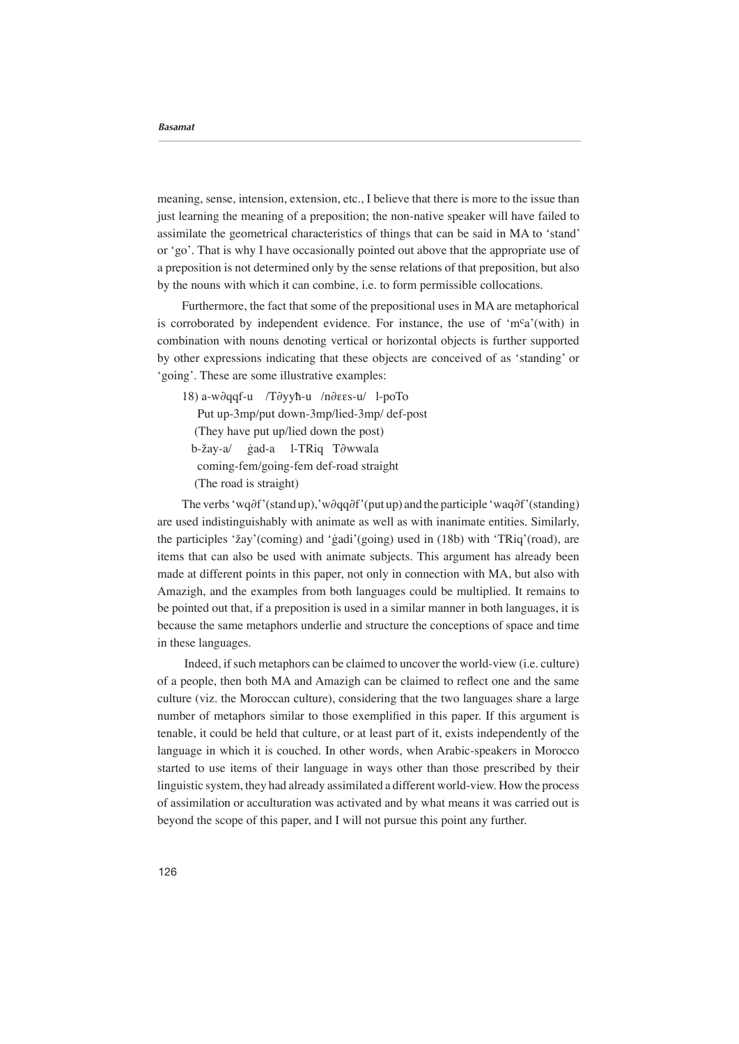meaning, sense, intension, extension, etc., I believe that there is more to the issue than just learning the meaning of a preposition; the non-native speaker will have failed to assimilate the geometrical characteristics of things that can be said in MA to 'stand' or 'go'. That is why I have occasionally pointed out above that the appropriate use of a preposition is not determined only by the sense relations of that preposition, but also by the nouns with which it can combine, i.e. to form permissible collocations.

Furthermore, the fact that some of the prepositional uses in MA are metaphorical is corroborated by independent evidence. For instance, the use of 'mᶜa'(with) in combination with nouns denoting vertical or horizontal objects is further supported by other expressions indicating that these objects are conceived of as 'standing' or 'going'. These are some illustrative examples:

18) a-w∂qqf-u /T∂yyħ-u /n∂εεs-u/ l-poTo
   Put up-3mp/put down-3mp/lied-3mp/ def-post
   (They have put up/lied down the post)
   b-žay-a/ ġad-a l-TRiq T∂wwala
   coming-fem/going-fem def-road straight
   (The road is straight)

The verbs 'wq∂f'(stand up),'w∂qq∂f'(put up) and the participle 'waq∂f'(standing) are used indistinguishably with animate as well as with inanimate entities. Similarly, the participles 'žay'(coming) and 'ġadi'(going) used in (18b) with 'TRiq'(road), are items that can also be used with animate subjects. This argument has already been made at different points in this paper, not only in connection with MA, but also with Amazigh, and the examples from both languages could be multiplied. It remains to be pointed out that, if a preposition is used in a similar manner in both languages, it is because the same metaphors underlie and structure the conceptions of space and time in these languages.

Indeed, if such metaphors can be claimed to uncover the world-view (i.e. culture) of a people, then both MA and Amazigh can be claimed to reflect one and the same culture (viz. the Moroccan culture), considering that the two languages share a large number of metaphors similar to those exemplified in this paper. If this argument is tenable, it could be held that culture, or at least part of it, exists independently of the language in which it is couched. In other words, when Arabic-speakers in Morocco started to use items of their language in ways other than those prescribed by their linguistic system, they had already assimilated a different world-view. How the process of assimilation or acculturation was activated and by what means it was carried out is beyond the scope of this paper, and I will not pursue this point any further.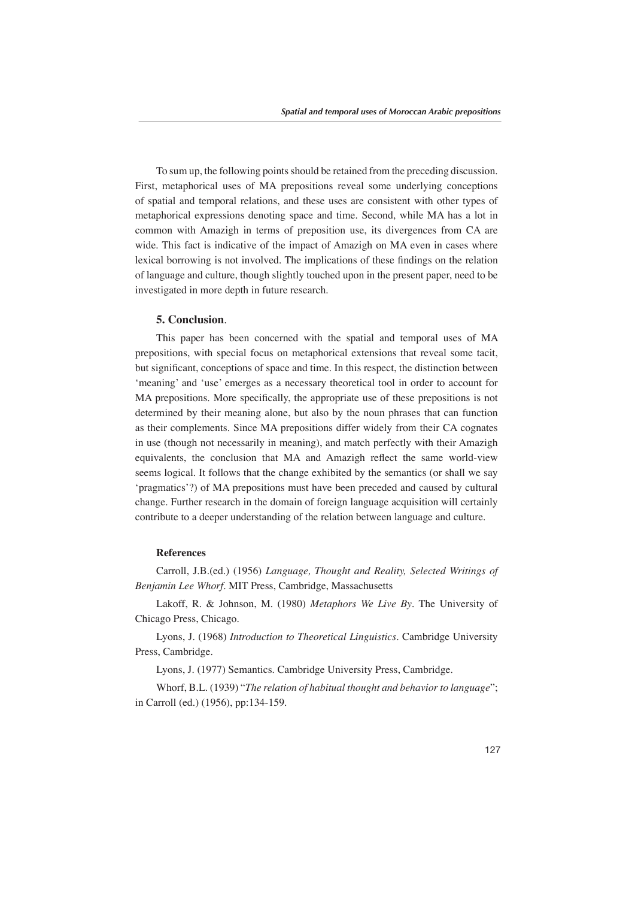To sum up, the following points should be retained from the preceding discussion. First, metaphorical uses of MA prepositions reveal some underlying conceptions of spatial and temporal relations, and these uses are consistent with other types of metaphorical expressions denoting space and time. Second, while MA has a lot in common with Amazigh in terms of preposition use, its divergences from CA are wide. This fact is indicative of the impact of Amazigh on MA even in cases where lexical borrowing is not involved. The implications of these findings on the relation of language and culture, though slightly touched upon in the present paper, need to be investigated in more depth in future research.

## 5. Conclusion.

This paper has been concerned with the spatial and temporal uses of MA prepositions, with special focus on metaphorical extensions that reveal some tacit, but significant, conceptions of space and time. In this respect, the distinction between 'meaning' and 'use' emerges as a necessary theoretical tool in order to account for MA prepositions. More specifically, the appropriate use of these prepositions is not determined by their meaning alone, but also by the noun phrases that can function as their complements. Since MA prepositions differ widely from their CA cognates in use (though not necessarily in meaning), and match perfectly with their Amazigh equivalents, the conclusion that MA and Amazigh reflect the same world-view seems logical. It follows that the change exhibited by the semantics (or shall we say 'pragmatics'?) of MA prepositions must have been preceded and caused by cultural change. Further research in the domain of foreign language acquisition will certainly contribute to a deeper understanding of the relation between language and culture.

### References

Carroll, J.B.(ed.) (1956) *Language, Thought and Reality, Selected Writings of Benjamin Lee Whorf*. MIT Press, Cambridge, Massachusetts

Lakoff, R. & Johnson, M. (1980) *Metaphors We Live By*. The University of Chicago Press, Chicago.

Lyons, J. (1968) *Introduction to Theoretical Linguistics*. Cambridge University Press, Cambridge.

Lyons, J. (1977) Semantics. Cambridge University Press, Cambridge.

Whorf, B.L. (1939) "*The relation of habitual thought and behavior to language*"; in Carroll (ed.) (1956), pp:134-159.